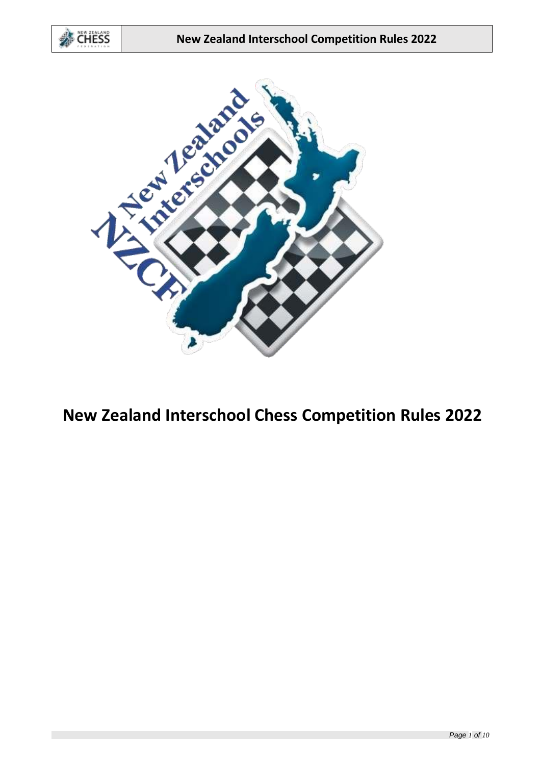# New Zealand Interschool Chess Competition Rules 2022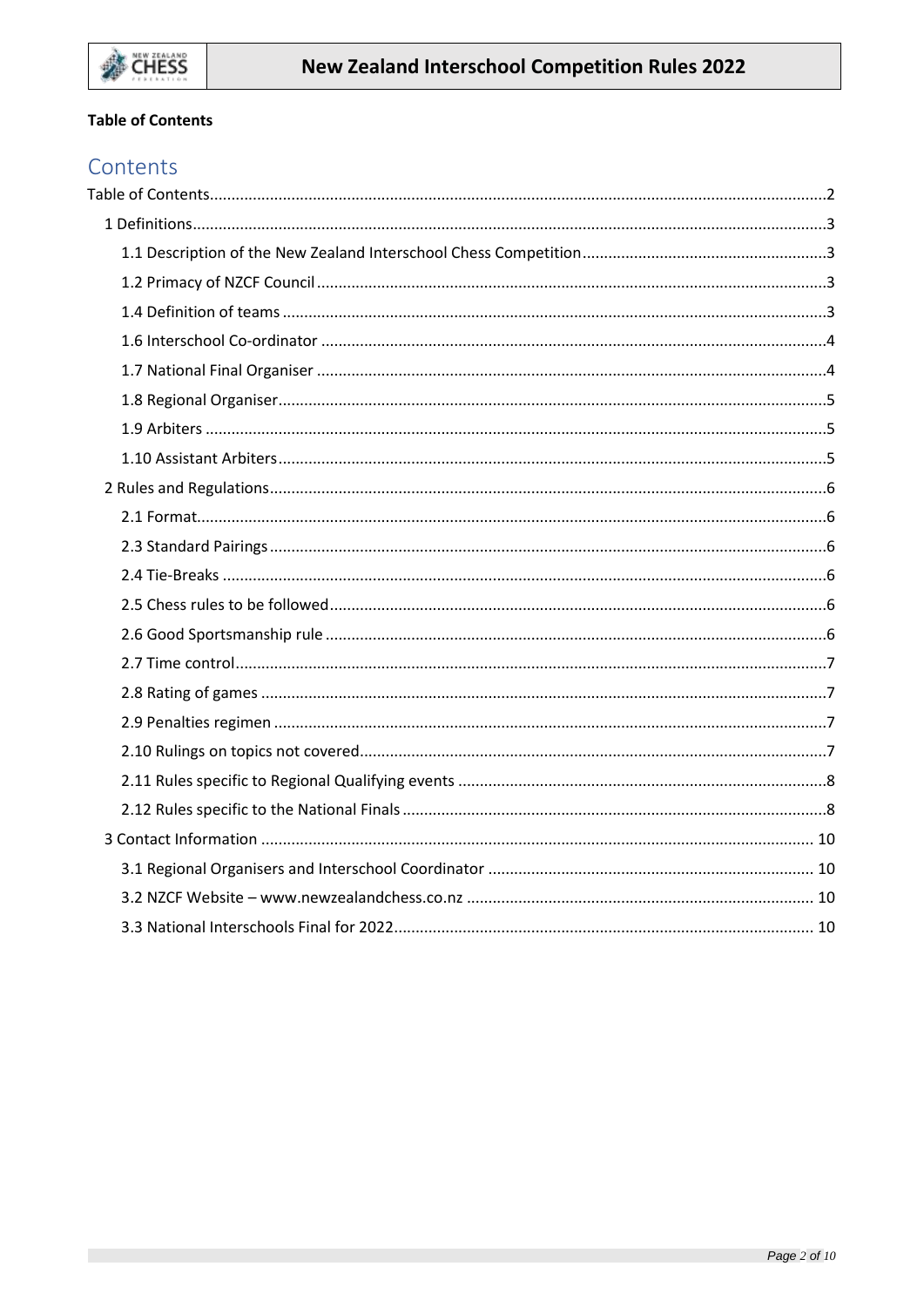**Table of Contents**

# Contents

Table of Contents....2

- 1 Definitions....3
  - 1.1 Description of the New Zealand Interschool Chess Competition....3
  - 1.2 Primacy of NZCF Council....3
  - 1.4 Definition of teams....3
  - 1.6 Interschool Co-ordinator....4
  - 1.7 National Final Organiser....4
  - 1.8 Regional Organiser....5
  - 1.9 Arbiters....5
  - 1.10 Assistant Arbiters....5
- 2 Rules and Regulations....6
  - 2.1 Format....6
  - 2.3 Standard Pairings....6
  - 2.4 Tie-Breaks....6
  - 2.5 Chess rules to be followed....6
  - 2.6 Good Sportsmanship rule....6
  - 2.7 Time control....7
  - 2.8 Rating of games....7
  - 2.9 Penalties regimen....7
  - 2.10 Rulings on topics not covered....7
  - 2.11 Rules specific to Regional Qualifying events....8
  - 2.12 Rules specific to the National Finals....8
- 3 Contact Information....10
  - 3.1 Regional Organisers and Interschool Coordinator....10
  - 3.2 NZCF Website – www.newzealandchess.co.nz....10
  - 3.3 National Interschools Final for 2022....10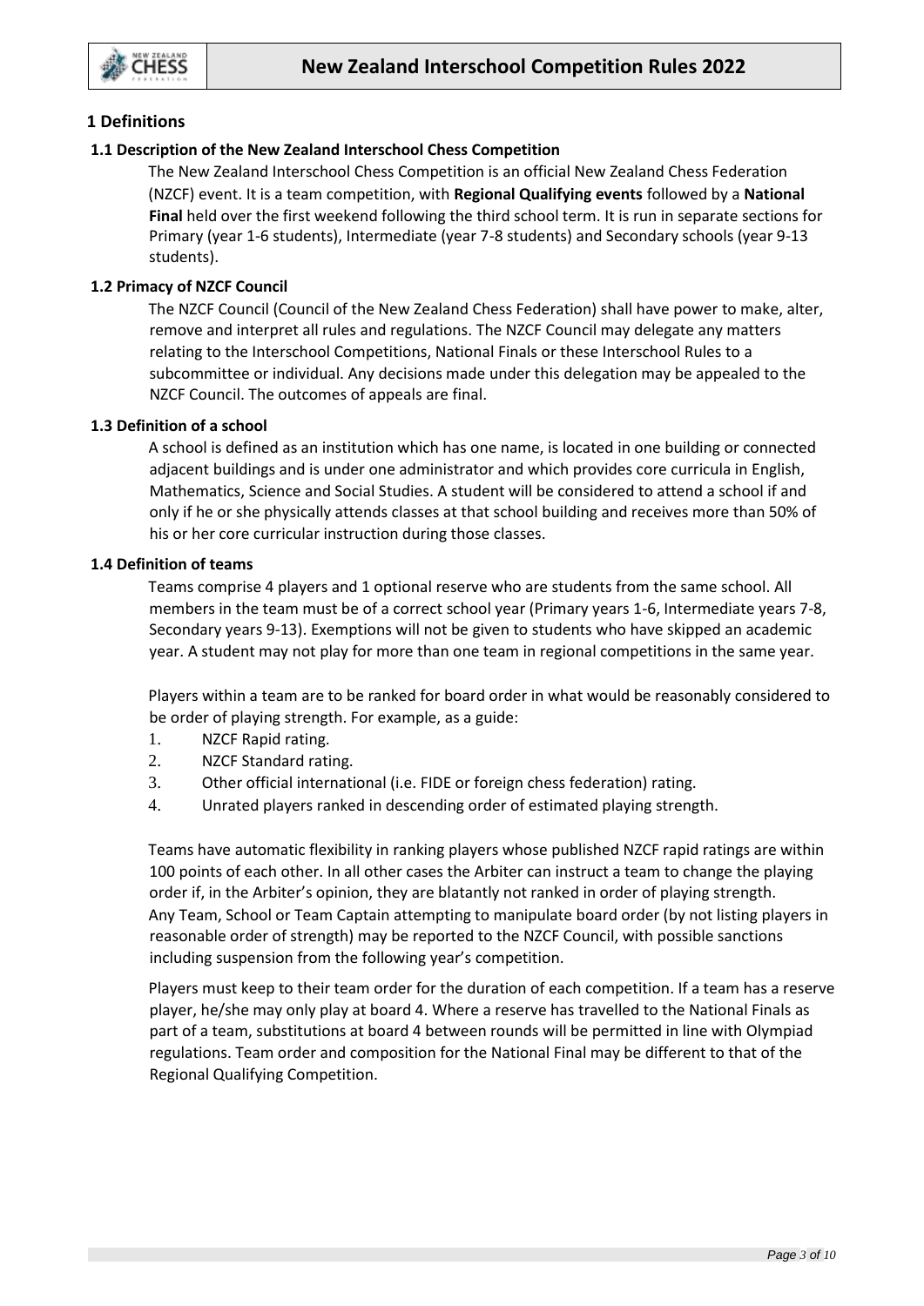## 1 Definitions

### 1.1 Description of the New Zealand Interschool Chess Competition

The New Zealand Interschool Chess Competition is an official New Zealand Chess Federation (NZCF) event. It is a team competition, with **Regional Qualifying events** followed by a **National Final** held over the first weekend following the third school term. It is run in separate sections for Primary (year 1-6 students), Intermediate (year 7-8 students) and Secondary schools (year 9-13 students).

### 1.2 Primacy of NZCF Council

The NZCF Council (Council of the New Zealand Chess Federation) shall have power to make, alter, remove and interpret all rules and regulations. The NZCF Council may delegate any matters relating to the Interschool Competitions, National Finals or these Interschool Rules to a subcommittee or individual. Any decisions made under this delegation may be appealed to the NZCF Council. The outcomes of appeals are final.

### 1.3 Definition of a school

A school is defined as an institution which has one name, is located in one building or connected adjacent buildings and is under one administrator and which provides core curricula in English, Mathematics, Science and Social Studies. A student will be considered to attend a school if and only if he or she physically attends classes at that school building and receives more than 50% of his or her core curricular instruction during those classes.

### 1.4 Definition of teams

Teams comprise 4 players and 1 optional reserve who are students from the same school. All members in the team must be of a correct school year (Primary years 1-6, Intermediate years 7-8, Secondary years 9-13). Exemptions will not be given to students who have skipped an academic year. A student may not play for more than one team in regional competitions in the same year.

Players within a team are to be ranked for board order in what would be reasonably considered to be order of playing strength. For example, as a guide:

1. NZCF Rapid rating.
2. NZCF Standard rating.
3. Other official international (i.e. FIDE or foreign chess federation) rating.
4. Unrated players ranked in descending order of estimated playing strength.

Teams have automatic flexibility in ranking players whose published NZCF rapid ratings are within 100 points of each other. In all other cases the Arbiter can instruct a team to change the playing order if, in the Arbiter's opinion, they are blatantly not ranked in order of playing strength. Any Team, School or Team Captain attempting to manipulate board order (by not listing players in reasonable order of strength) may be reported to the NZCF Council, with possible sanctions including suspension from the following year's competition.

Players must keep to their team order for the duration of each competition. If a team has a reserve player, he/she may only play at board 4. Where a reserve has travelled to the National Finals as part of a team, substitutions at board 4 between rounds will be permitted in line with Olympiad regulations. Team order and composition for the National Final may be different to that of the Regional Qualifying Competition.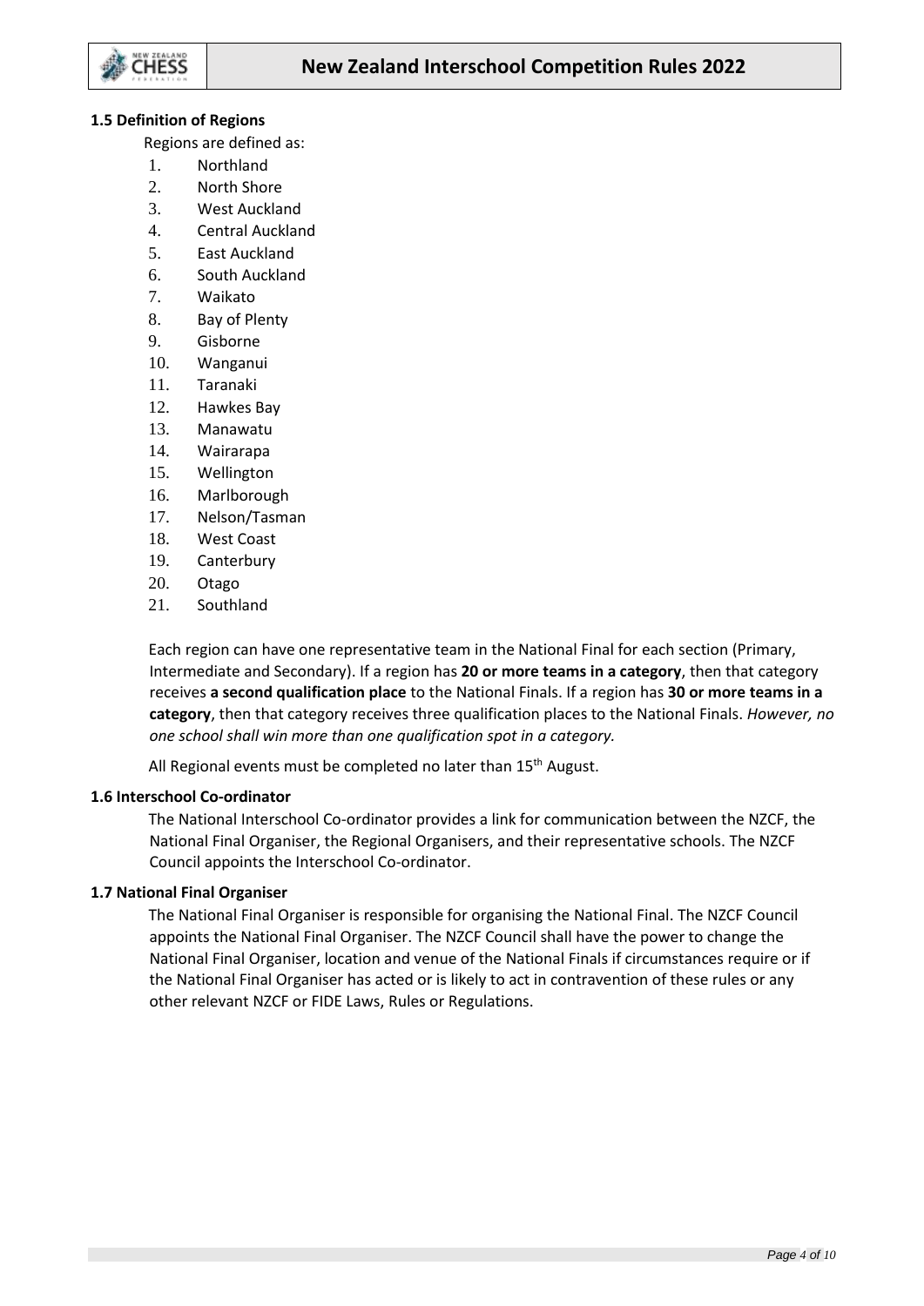### 1.5 Definition of Regions

Regions are defined as:

1. Northland
2. North Shore
3. West Auckland
4. Central Auckland
5. East Auckland
6. South Auckland
7. Waikato
8. Bay of Plenty
9. Gisborne
10. Wanganui
11. Taranaki
12. Hawkes Bay
13. Manawatu
14. Wairarapa
15. Wellington
16. Marlborough
17. Nelson/Tasman
18. West Coast
19. Canterbury
20. Otago
21. Southland

Each region can have one representative team in the National Final for each section (Primary, Intermediate and Secondary). If a region has **20 or more teams in a category**, then that category receives **a second qualification place** to the National Finals. If a region has **30 or more teams in a category**, then that category receives three qualification places to the National Finals. *However, no one school shall win more than one qualification spot in a category.*

All Regional events must be completed no later than 15th August.

### 1.6 Interschool Co-ordinator

The National Interschool Co-ordinator provides a link for communication between the NZCF, the National Final Organiser, the Regional Organisers, and their representative schools. The NZCF Council appoints the Interschool Co-ordinator.

### 1.7 National Final Organiser

The National Final Organiser is responsible for organising the National Final. The NZCF Council appoints the National Final Organiser. The NZCF Council shall have the power to change the National Final Organiser, location and venue of the National Finals if circumstances require or if the National Final Organiser has acted or is likely to act in contravention of these rules or any other relevant NZCF or FIDE Laws, Rules or Regulations.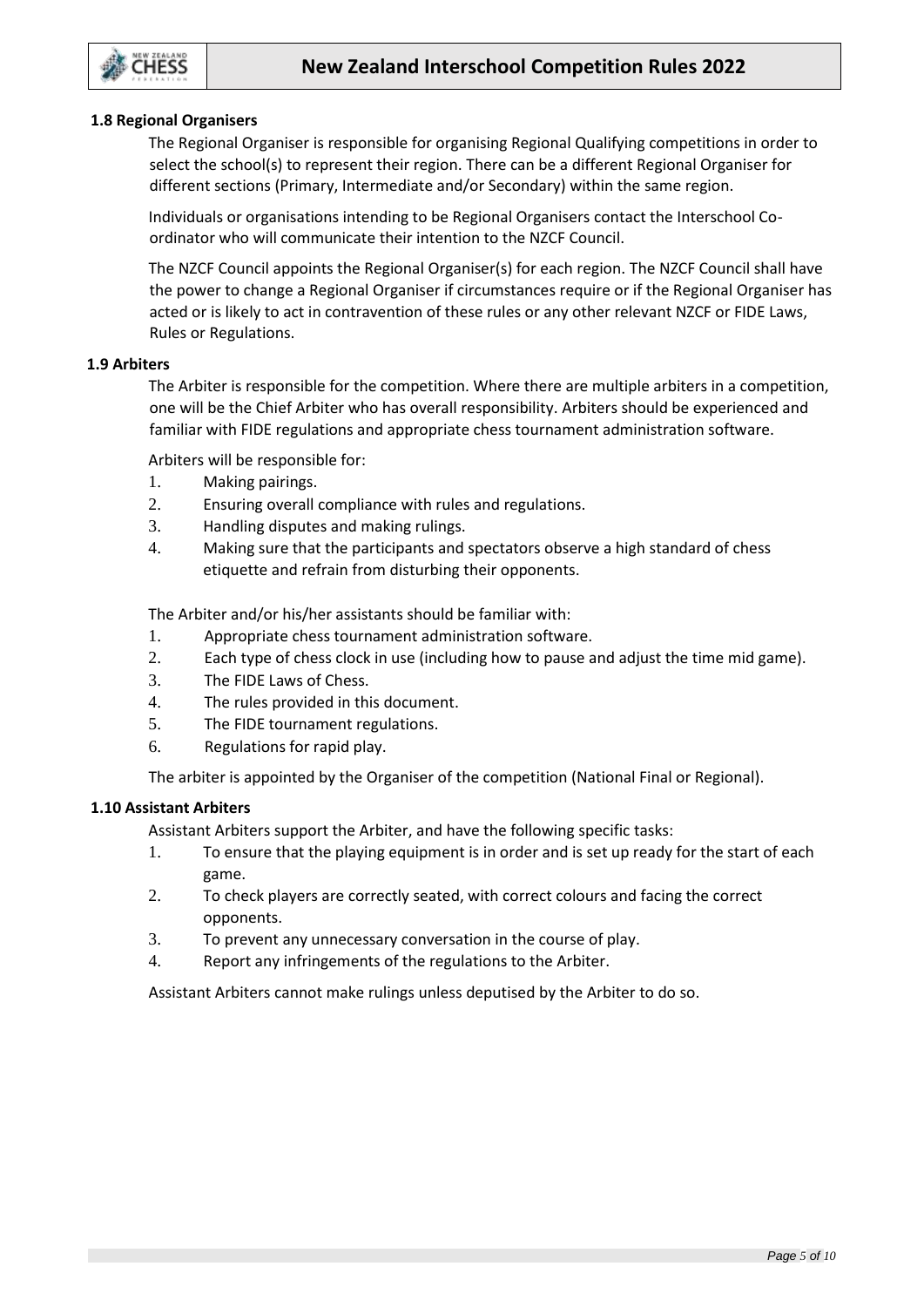### 1.8 Regional Organisers

The Regional Organiser is responsible for organising Regional Qualifying competitions in order to select the school(s) to represent their region. There can be a different Regional Organiser for different sections (Primary, Intermediate and/or Secondary) within the same region.

Individuals or organisations intending to be Regional Organisers contact the Interschool Co-ordinator who will communicate their intention to the NZCF Council.

The NZCF Council appoints the Regional Organiser(s) for each region. The NZCF Council shall have the power to change a Regional Organiser if circumstances require or if the Regional Organiser has acted or is likely to act in contravention of these rules or any other relevant NZCF or FIDE Laws, Rules or Regulations.

### 1.9 Arbiters

The Arbiter is responsible for the competition. Where there are multiple arbiters in a competition, one will be the Chief Arbiter who has overall responsibility. Arbiters should be experienced and familiar with FIDE regulations and appropriate chess tournament administration software.

Arbiters will be responsible for:

1. Making pairings.
2. Ensuring overall compliance with rules and regulations.
3. Handling disputes and making rulings.
4. Making sure that the participants and spectators observe a high standard of chess etiquette and refrain from disturbing their opponents.

The Arbiter and/or his/her assistants should be familiar with:

1. Appropriate chess tournament administration software.
2. Each type of chess clock in use (including how to pause and adjust the time mid game).
3. The FIDE Laws of Chess.
4. The rules provided in this document.
5. The FIDE tournament regulations.
6. Regulations for rapid play.

The arbiter is appointed by the Organiser of the competition (National Final or Regional).

### 1.10 Assistant Arbiters

Assistant Arbiters support the Arbiter, and have the following specific tasks:

1. To ensure that the playing equipment is in order and is set up ready for the start of each game.
2. To check players are correctly seated, with correct colours and facing the correct opponents.
3. To prevent any unnecessary conversation in the course of play.
4. Report any infringements of the regulations to the Arbiter.

Assistant Arbiters cannot make rulings unless deputised by the Arbiter to do so.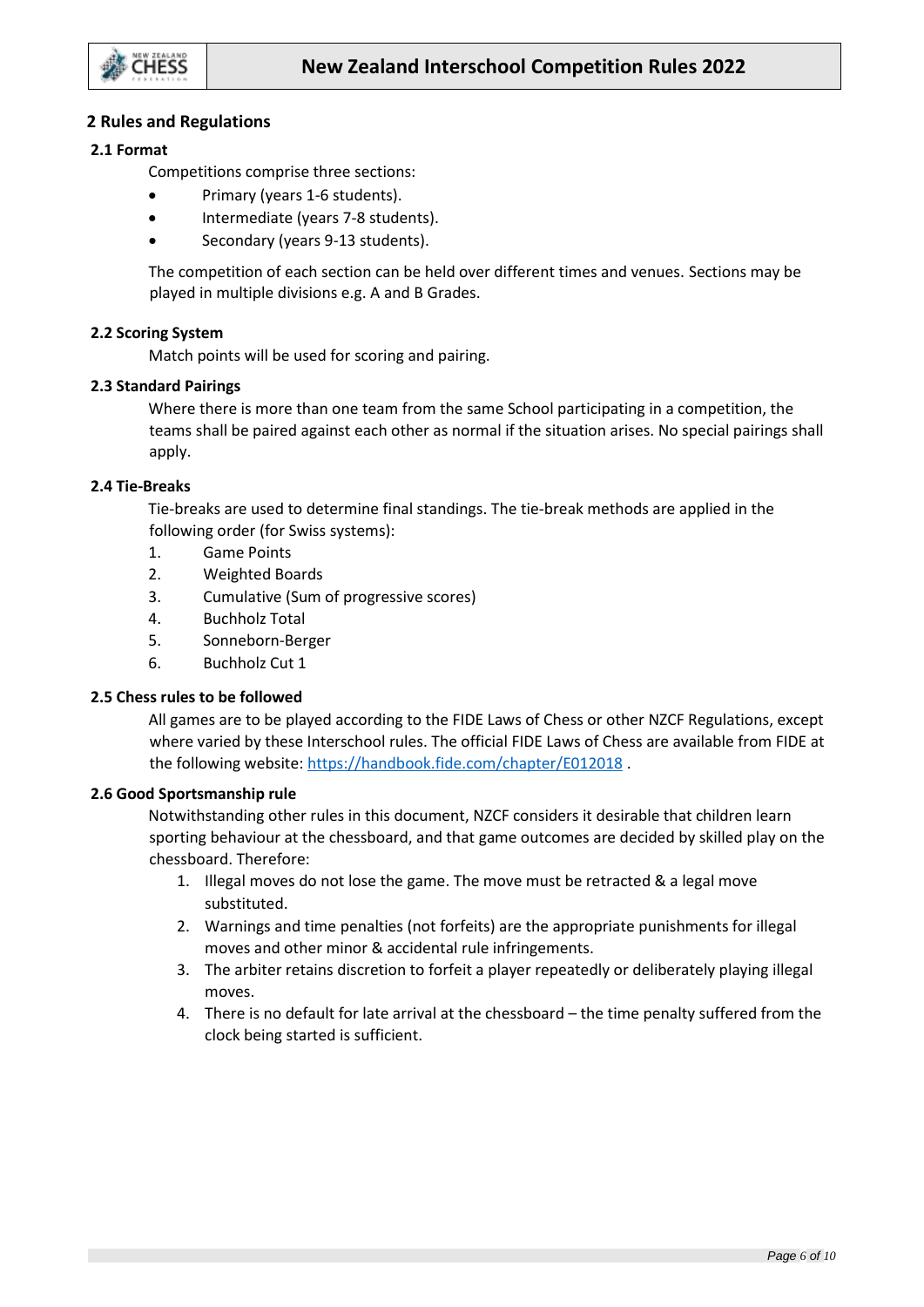## 2 Rules and Regulations

### 2.1 Format

Competitions comprise three sections:

- Primary (years 1-6 students).
- Intermediate (years 7-8 students).
- Secondary (years 9-13 students).

The competition of each section can be held over different times and venues. Sections may be played in multiple divisions e.g. A and B Grades.

### 2.2 Scoring System

Match points will be used for scoring and pairing.

### 2.3 Standard Pairings

Where there is more than one team from the same School participating in a competition, the teams shall be paired against each other as normal if the situation arises. No special pairings shall apply.

### 2.4 Tie-Breaks

Tie-breaks are used to determine final standings. The tie-break methods are applied in the following order (for Swiss systems):

1. Game Points
2. Weighted Boards
3. Cumulative (Sum of progressive scores)
4. Buchholz Total
5. Sonneborn-Berger
6. Buchholz Cut 1

### 2.5 Chess rules to be followed

All games are to be played according to the FIDE Laws of Chess or other NZCF Regulations, except where varied by these Interschool rules. The official FIDE Laws of Chess are available from FIDE at the following website: [https://handbook.fide.com/chapter/E012018](https://handbook.fide.com/chapter/E012018) .

### 2.6 Good Sportsmanship rule

Notwithstanding other rules in this document, NZCF considers it desirable that children learn sporting behaviour at the chessboard, and that game outcomes are decided by skilled play on the chessboard. Therefore:

1. Illegal moves do not lose the game. The move must be retracted & a legal move substituted.
2. Warnings and time penalties (not forfeits) are the appropriate punishments for illegal moves and other minor & accidental rule infringements.
3. The arbiter retains discretion to forfeit a player repeatedly or deliberately playing illegal moves.
4. There is no default for late arrival at the chessboard – the time penalty suffered from the clock being started is sufficient.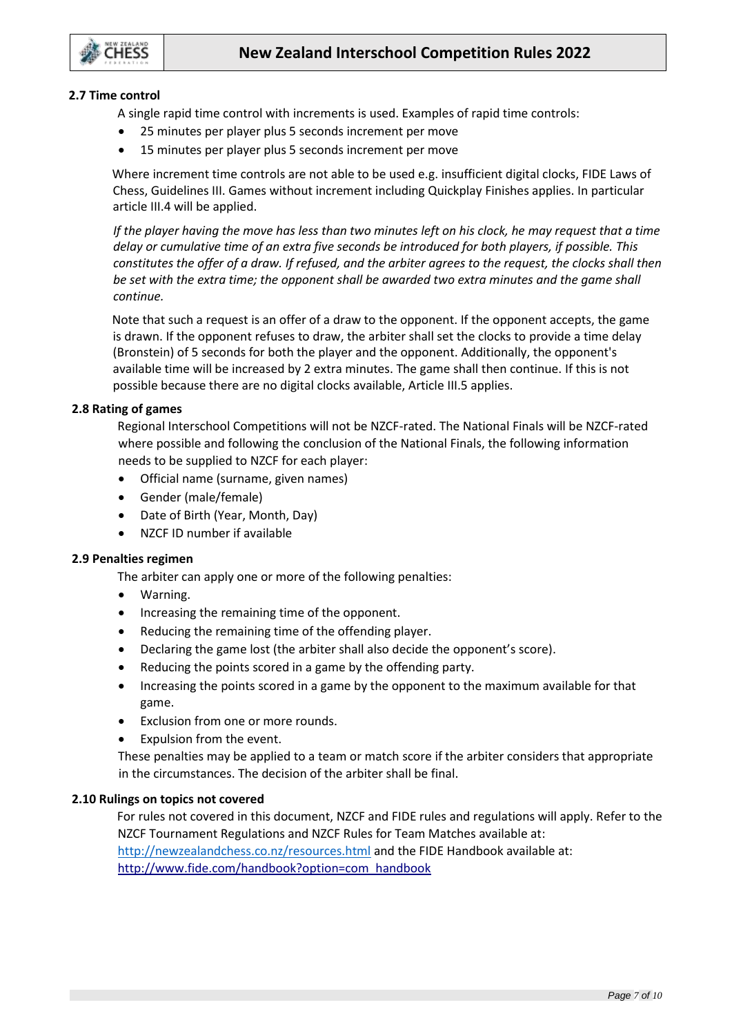### 2.7 Time control

A single rapid time control with increments is used. Examples of rapid time controls:

- 25 minutes per player plus 5 seconds increment per move
- 15 minutes per player plus 5 seconds increment per move

Where increment time controls are not able to be used e.g. insufficient digital clocks, FIDE Laws of Chess, Guidelines III. Games without increment including Quickplay Finishes applies. In particular article III.4 will be applied.

*If the player having the move has less than two minutes left on his clock, he may request that a time delay or cumulative time of an extra five seconds be introduced for both players, if possible. This constitutes the offer of a draw. If refused, and the arbiter agrees to the request, the clocks shall then be set with the extra time; the opponent shall be awarded two extra minutes and the game shall continue.*

Note that such a request is an offer of a draw to the opponent. If the opponent accepts, the game is drawn. If the opponent refuses to draw, the arbiter shall set the clocks to provide a time delay (Bronstein) of 5 seconds for both the player and the opponent. Additionally, the opponent's available time will be increased by 2 extra minutes. The game shall then continue. If this is not possible because there are no digital clocks available, Article III.5 applies.

### 2.8 Rating of games

Regional Interschool Competitions will not be NZCF-rated. The National Finals will be NZCF-rated where possible and following the conclusion of the National Finals, the following information needs to be supplied to NZCF for each player:

- Official name (surname, given names)
- Gender (male/female)
- Date of Birth (Year, Month, Day)
- NZCF ID number if available

### 2.9 Penalties regimen

The arbiter can apply one or more of the following penalties:

- Warning.
- Increasing the remaining time of the opponent.
- Reducing the remaining time of the offending player.
- Declaring the game lost (the arbiter shall also decide the opponent's score).
- Reducing the points scored in a game by the offending party.
- Increasing the points scored in a game by the opponent to the maximum available for that game.
- Exclusion from one or more rounds.
- Expulsion from the event.

These penalties may be applied to a team or match score if the arbiter considers that appropriate in the circumstances. The decision of the arbiter shall be final.

### 2.10 Rulings on topics not covered

For rules not covered in this document, NZCF and FIDE rules and regulations will apply. Refer to the NZCF Tournament Regulations and NZCF Rules for Team Matches available at: http://newzealandchess.co.nz/resources.html and the FIDE Handbook available at: http://www.fide.com/handbook?option=com_handbook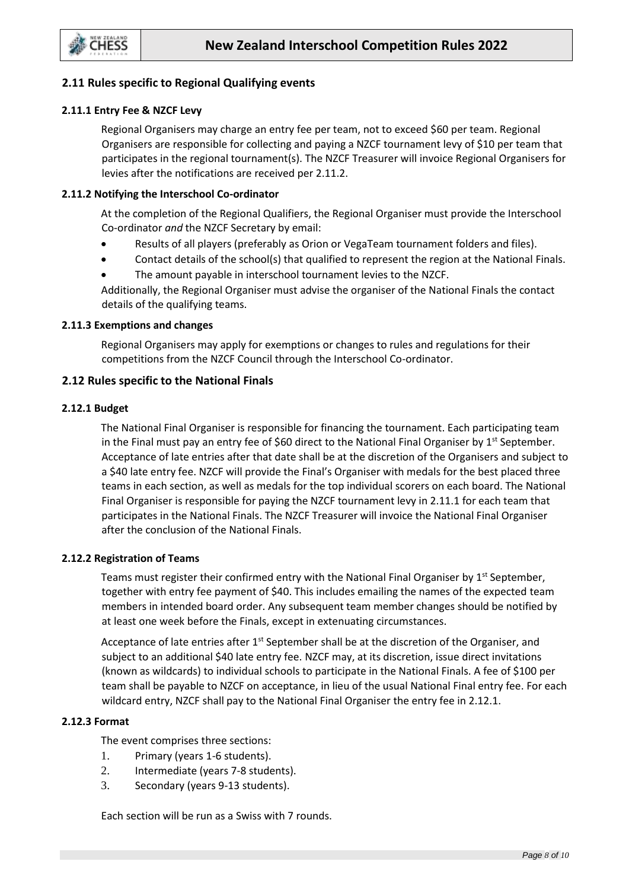## 2.11 Rules specific to Regional Qualifying events

### 2.11.1 Entry Fee & NZCF Levy

Regional Organisers may charge an entry fee per team, not to exceed $60 per team. Regional Organisers are responsible for collecting and paying a NZCF tournament levy of $10 per team that participates in the regional tournament(s). The NZCF Treasurer will invoice Regional Organisers for levies after the notifications are received per 2.11.2.

### 2.11.2 Notifying the Interschool Co-ordinator

At the completion of the Regional Qualifiers, the Regional Organiser must provide the Interschool Co-ordinator *and* the NZCF Secretary by email:

- Results of all players (preferably as Orion or VegaTeam tournament folders and files).
- Contact details of the school(s) that qualified to represent the region at the National Finals.
- The amount payable in interschool tournament levies to the NZCF.

Additionally, the Regional Organiser must advise the organiser of the National Finals the contact details of the qualifying teams.

### 2.11.3 Exemptions and changes

Regional Organisers may apply for exemptions or changes to rules and regulations for their competitions from the NZCF Council through the Interschool Co-ordinator.

## 2.12 Rules specific to the National Finals

### 2.12.1 Budget

The National Final Organiser is responsible for financing the tournament. Each participating team in the Final must pay an entry fee of $60 direct to the National Final Organiser by 1st September. Acceptance of late entries after that date shall be at the discretion of the Organisers and subject to a $40 late entry fee. NZCF will provide the Final's Organiser with medals for the best placed three teams in each section, as well as medals for the top individual scorers on each board. The National Final Organiser is responsible for paying the NZCF tournament levy in 2.11.1 for each team that participates in the National Finals. The NZCF Treasurer will invoice the National Final Organiser after the conclusion of the National Finals.

### 2.12.2 Registration of Teams

Teams must register their confirmed entry with the National Final Organiser by 1st September, together with entry fee payment of $40. This includes emailing the names of the expected team members in intended board order. Any subsequent team member changes should be notified by at least one week before the Finals, except in extenuating circumstances.

Acceptance of late entries after 1st September shall be at the discretion of the Organiser, and subject to an additional $40 late entry fee. NZCF may, at its discretion, issue direct invitations (known as wildcards) to individual schools to participate in the National Finals. A fee of $100 per team shall be payable to NZCF on acceptance, in lieu of the usual National Final entry fee. For each wildcard entry, NZCF shall pay to the National Final Organiser the entry fee in 2.12.1.

### 2.12.3 Format

The event comprises three sections:

1. Primary (years 1-6 students).
2. Intermediate (years 7-8 students).
3. Secondary (years 9-13 students).

Each section will be run as a Swiss with 7 rounds.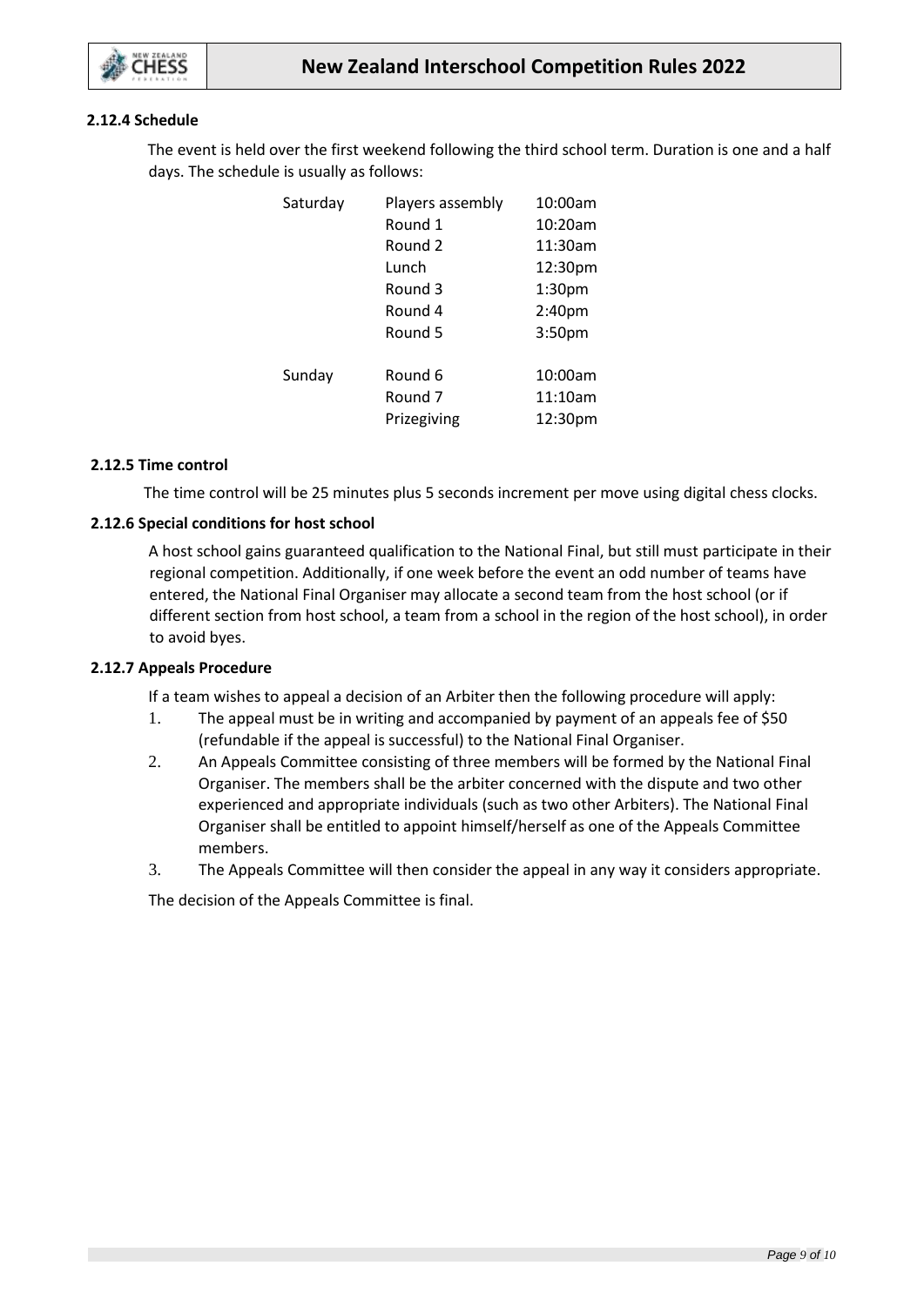### 2.12.4 Schedule

The event is held over the first weekend following the third school term. Duration is one and a half days. The schedule is usually as follows:

| | | |
|---|---|---|
| Saturday | Players assembly | 10:00am |
| | Round 1 | 10:20am |
| | Round 2 | 11:30am |
| | Lunch | 12:30pm |
| | Round 3 | 1:30pm |
| | Round 4 | 2:40pm |
| | Round 5 | 3:50pm |
| Sunday | Round 6 | 10:00am |
| | Round 7 | 11:10am |
| | Prizegiving | 12:30pm |

### 2.12.5 Time control

The time control will be 25 minutes plus 5 seconds increment per move using digital chess clocks.

### 2.12.6 Special conditions for host school

A host school gains guaranteed qualification to the National Final, but still must participate in their regional competition. Additionally, if one week before the event an odd number of teams have entered, the National Final Organiser may allocate a second team from the host school (or if different section from host school, a team from a school in the region of the host school), in order to avoid byes.

### 2.12.7 Appeals Procedure

If a team wishes to appeal a decision of an Arbiter then the following procedure will apply:

1. The appeal must be in writing and accompanied by payment of an appeals fee of $50 (refundable if the appeal is successful) to the National Final Organiser.
2. An Appeals Committee consisting of three members will be formed by the National Final Organiser. The members shall be the arbiter concerned with the dispute and two other experienced and appropriate individuals (such as two other Arbiters). The National Final Organiser shall be entitled to appoint himself/herself as one of the Appeals Committee members.
3. The Appeals Committee will then consider the appeal in any way it considers appropriate.

The decision of the Appeals Committee is final.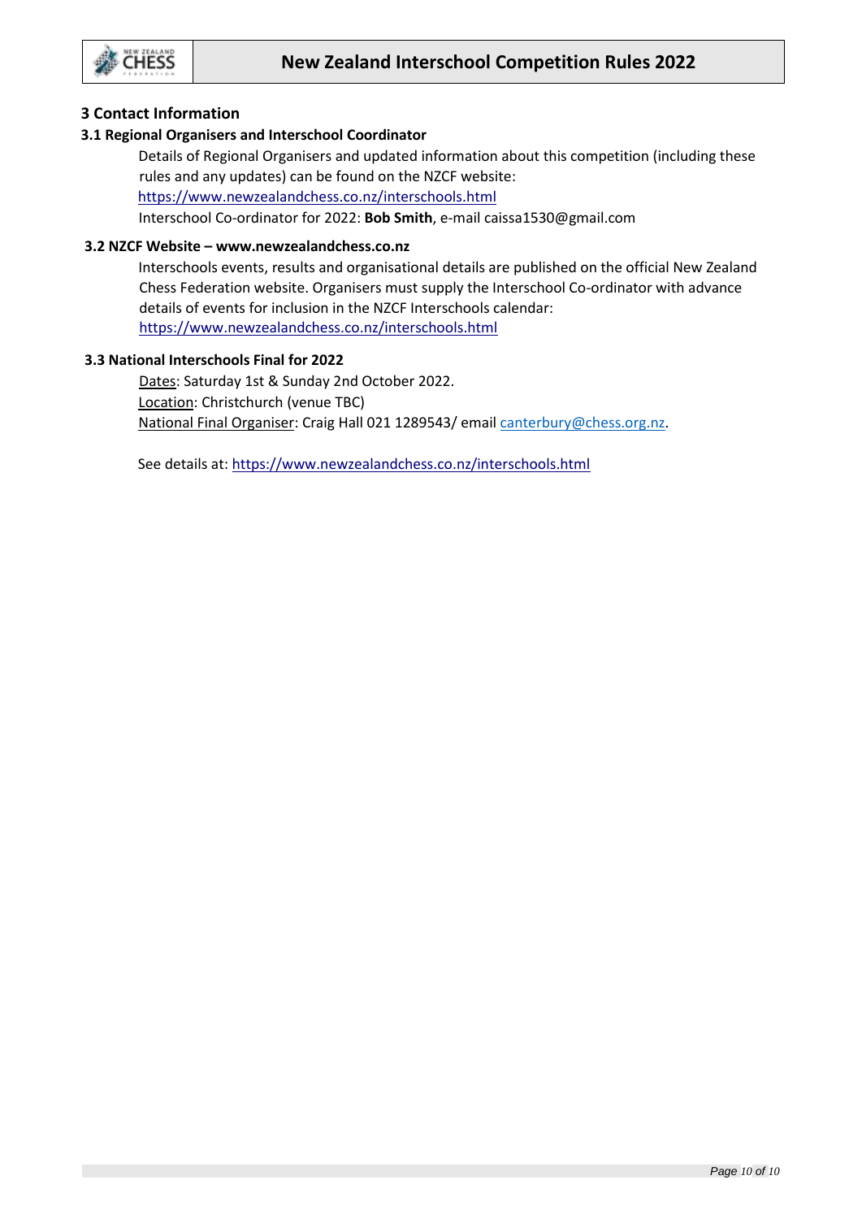## 3 Contact Information

### 3.1 Regional Organisers and Interschool Coordinator

Details of Regional Organisers and updated information about this competition (including these rules and any updates) can be found on the NZCF website:
https://www.newzealandchess.co.nz/interschools.html
Interschool Co-ordinator for 2022: **Bob Smith**, e-mail caissa1530@gmail.com

### 3.2 NZCF Website – www.newzealandchess.co.nz

Interschools events, results and organisational details are published on the official New Zealand Chess Federation website. Organisers must supply the Interschool Co-ordinator with advance details of events for inclusion in the NZCF Interschools calendar:
https://www.newzealandchess.co.nz/interschools.html

### 3.3 National Interschools Final for 2022

Dates: Saturday 1st & Sunday 2nd October 2022.
Location: Christchurch (venue TBC)
National Final Organiser: Craig Hall 021 1289543/ email canterbury@chess.org.nz.

See details at: https://www.newzealandchess.co.nz/interschools.html